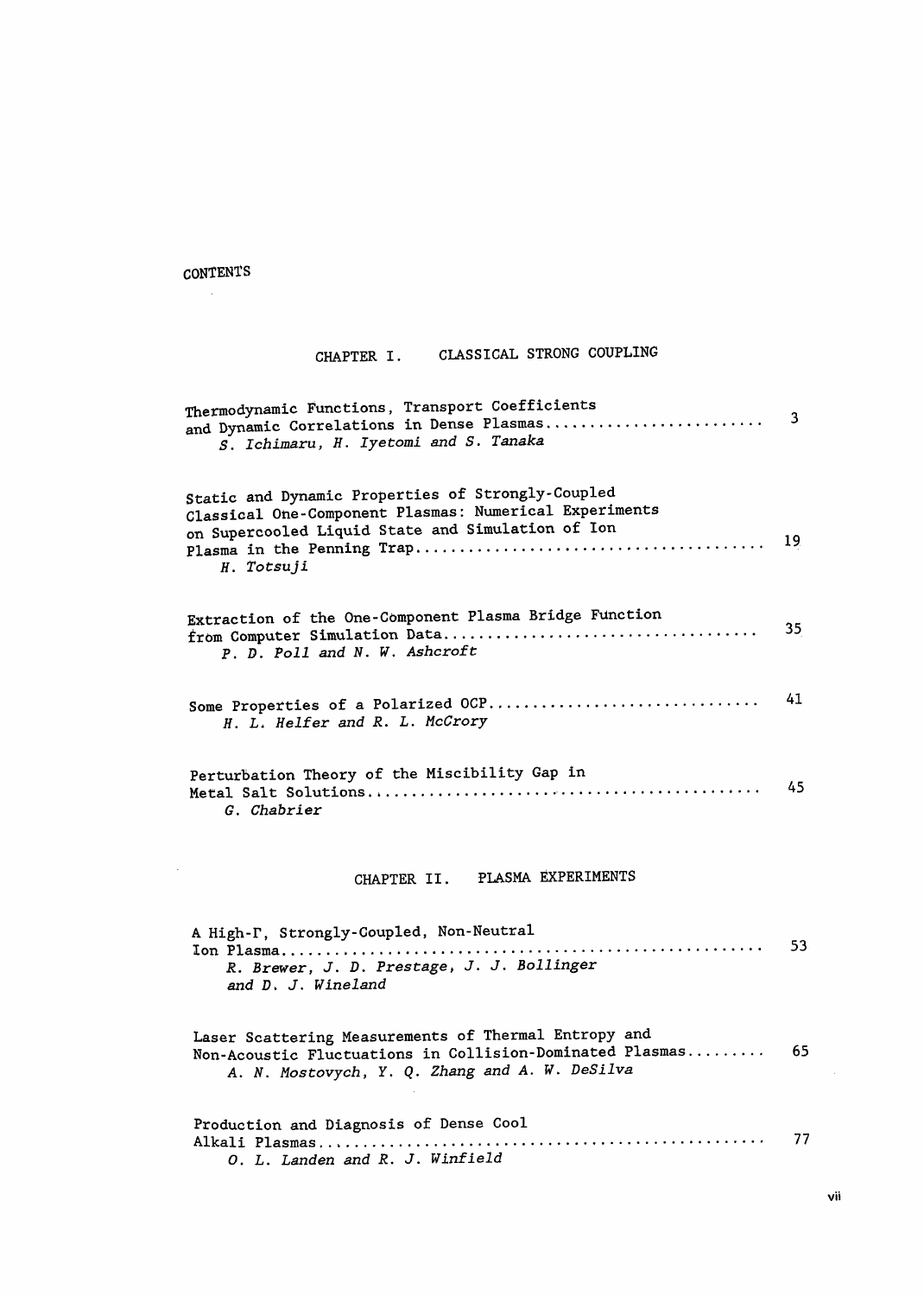# CONTENTS

## CHAPTER I. CLASSICAL STRONG COUPLING

Thermodynamic Functions, Transport Coefficients and Dynamic Correlations in Dense Plasmas ........................ 3
*S. Ichimaru, H. Iyetomi and S. Tanaka*

Static and Dynamic Properties of Strongly-Coupled Classical One-Component Plasmas: Numerical Experiments on Supercooled Liquid State and Simulation of Ion Plasma in the Penning Trap ........................ 19
*H. Totsuji*

Extraction of the One-Component Plasma Bridge Function from Computer Simulation Data ........................ 35
*P. D. Poll and N. W. Ashcroft*

Some Properties of a Polarized OCP ........................ 41
*H. L. Helfer and R. L. McCrory*

Perturbation Theory of the Miscibility Gap in Metal Salt Solutions ........................ 45
*G. Chabrier*

## CHAPTER II. PLASMA EXPERIMENTS

A High-Γ, Strongly-Coupled, Non-Neutral Ion Plasma ........................ 53
*R. Brewer, J. D. Prestage, J. J. Bollinger and D. J. Wineland*

Laser Scattering Measurements of Thermal Entropy and Non-Acoustic Fluctuations in Collision-Dominated Plasmas ........................ 65
*A. N. Mostovych, Y. Q. Zhang and A. W. DeSilva*

Production and Diagnosis of Dense Cool Alkali Plasmas ........................ 77
*O. L. Landen and R. J. Winfield*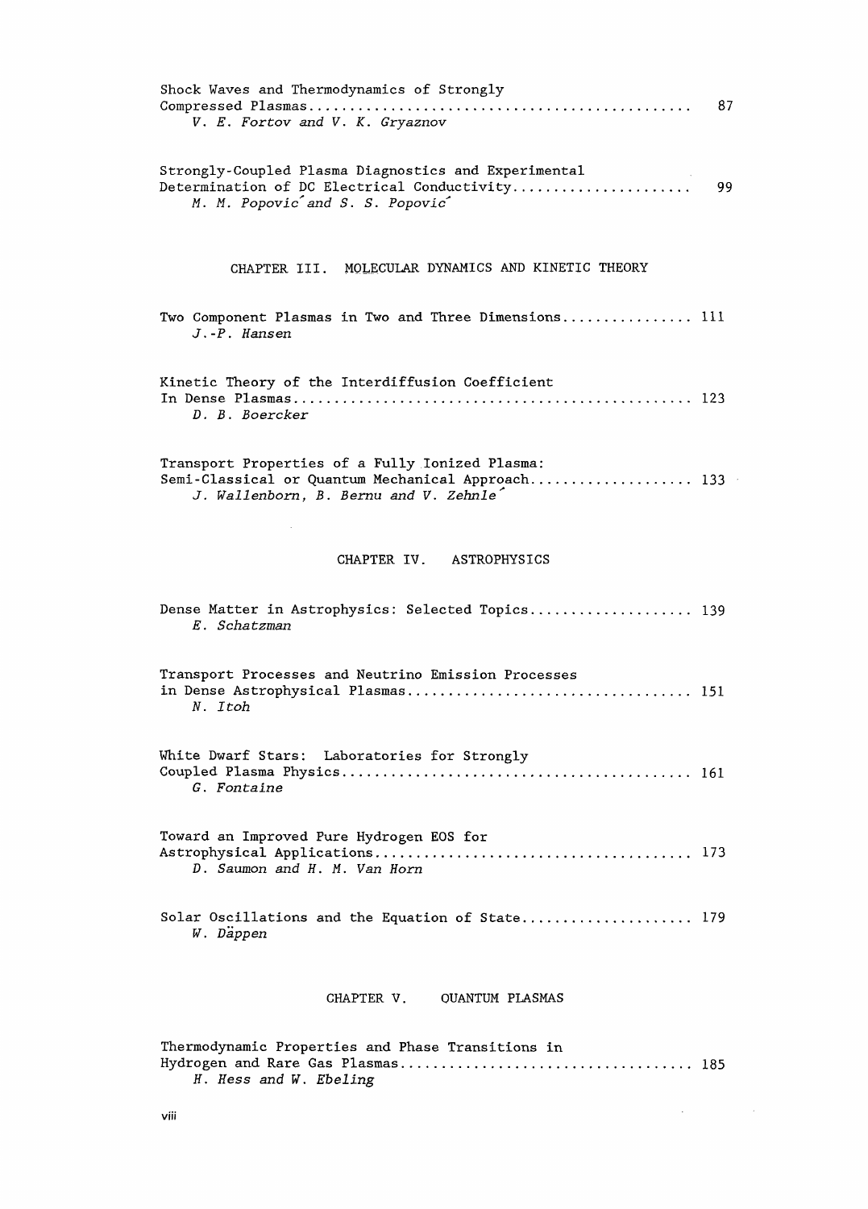Shock Waves and Thermodynamics of Strongly Compressed Plasmas .......... 87
*V. E. Fortov and V. K. Gryaznov*

Strongly-Coupled Plasma Diagnostics and Experimental Determination of DC Electrical Conductivity .......... 99
*M. M. Popović and S. S. Popović*

## CHAPTER III. MOLECULAR DYNAMICS AND KINETIC THEORY

Two Component Plasmas in Two and Three Dimensions .......... 111
*J.-P. Hansen*

Kinetic Theory of the Interdiffusion Coefficient In Dense Plasmas .......... 123
*D. B. Boercker*

Transport Properties of a Fully Ionized Plasma: Semi-Classical or Quantum Mechanical Approach .......... 133
*J. Wallenborn, B. Bernu and V. Zehnlé*

## CHAPTER IV. ASTROPHYSICS

Dense Matter in Astrophysics: Selected Topics .......... 139
*E. Schatzman*

Transport Processes and Neutrino Emission Processes in Dense Astrophysical Plasmas .......... 151
*N. Itoh*

White Dwarf Stars: Laboratories for Strongly Coupled Plasma Physics .......... 161
*G. Fontaine*

Toward an Improved Pure Hydrogen EOS for Astrophysical Applications .......... 173
*D. Saumon and H. M. Van Horn*

Solar Oscillations and the Equation of State .......... 179
*W. Däppen*

## CHAPTER V. QUANTUM PLASMAS

Thermodynamic Properties and Phase Transitions in Hydrogen and Rare Gas Plasmas .......... 185
*H. Hess and W. Ebeling*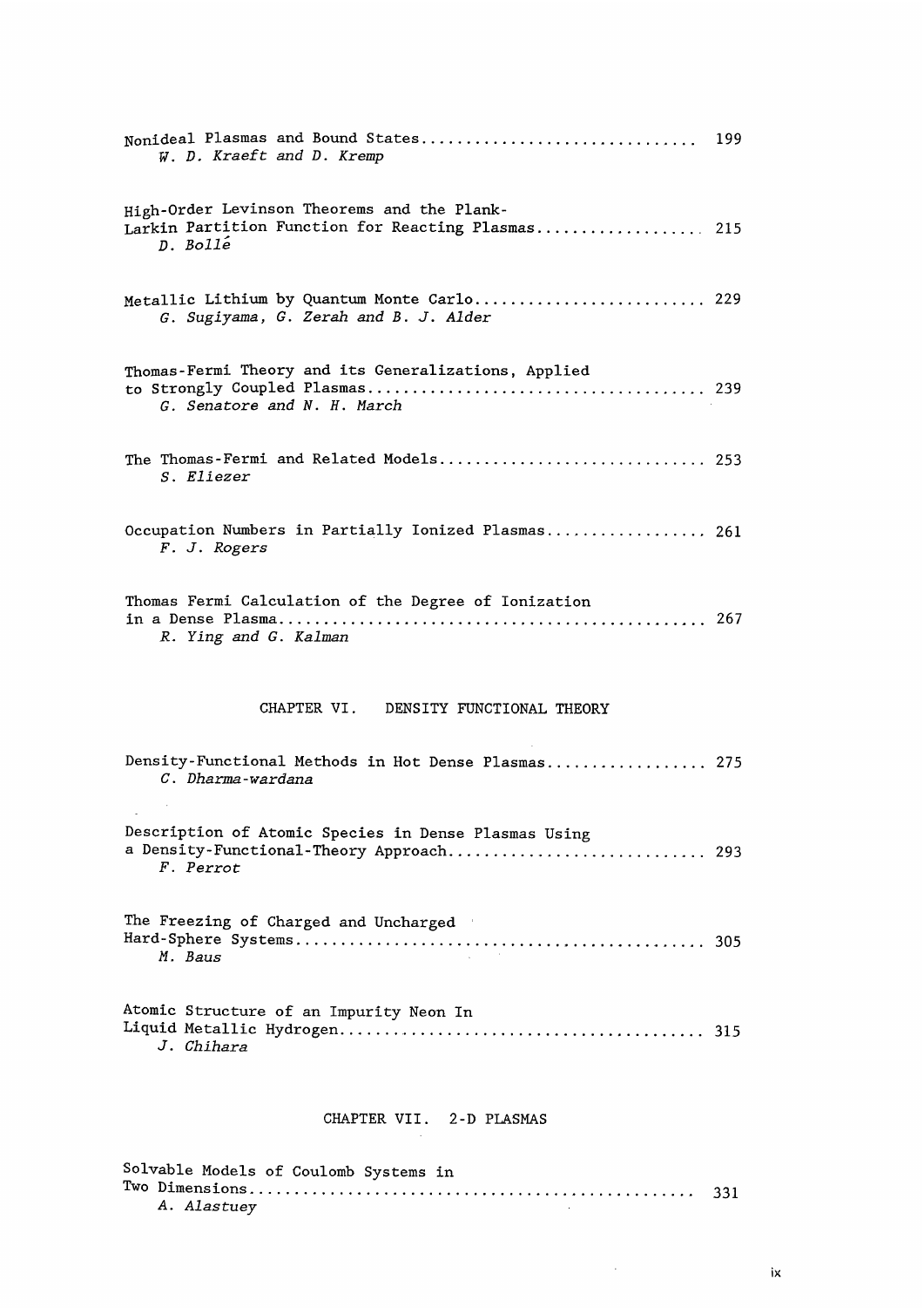Nonideal Plasmas and Bound States ............................... 199
*W. D. Kraeft and D. Kremp*

High-Order Levinson Theorems and the Plank-Larkin Partition Function for Reacting Plasmas ................... 215
*D. Bollé*

Metallic Lithium by Quantum Monte Carlo .......................... 229
*G. Sugiyama, G. Zerah and B. J. Alder*

Thomas-Fermi Theory and its Generalizations, Applied to Strongly Coupled Plasmas ...................................... 239
*G. Senatore and N. H. March*

The Thomas-Fermi and Related Models .............................. 253
*S. Eliezer*

Occupation Numbers in Partially Ionized Plasmas .................. 261
*F. J. Rogers*

Thomas Fermi Calculation of the Degree of Ionization in a Dense Plasma ................................................ 267
*R. Ying and G. Kalman*

## CHAPTER VI. DENSITY FUNCTIONAL THEORY

Density-Functional Methods in Hot Dense Plasmas .................. 275
*C. Dharma-wardana*

Description of Atomic Species in Dense Plasmas Using a Density-Functional-Theory Approach ............................. 293
*F. Perrot*

The Freezing of Charged and Uncharged Hard-Sphere Systems .............................................. 305
*M. Baus*

Atomic Structure of an Impurity Neon In Liquid Metallic Hydrogen ......................................... 315
*J. Chihara*

## CHAPTER VII. 2-D PLASMAS

Solvable Models of Coulomb Systems in Two Dimensions .................................................. 331
*A. Alastuey*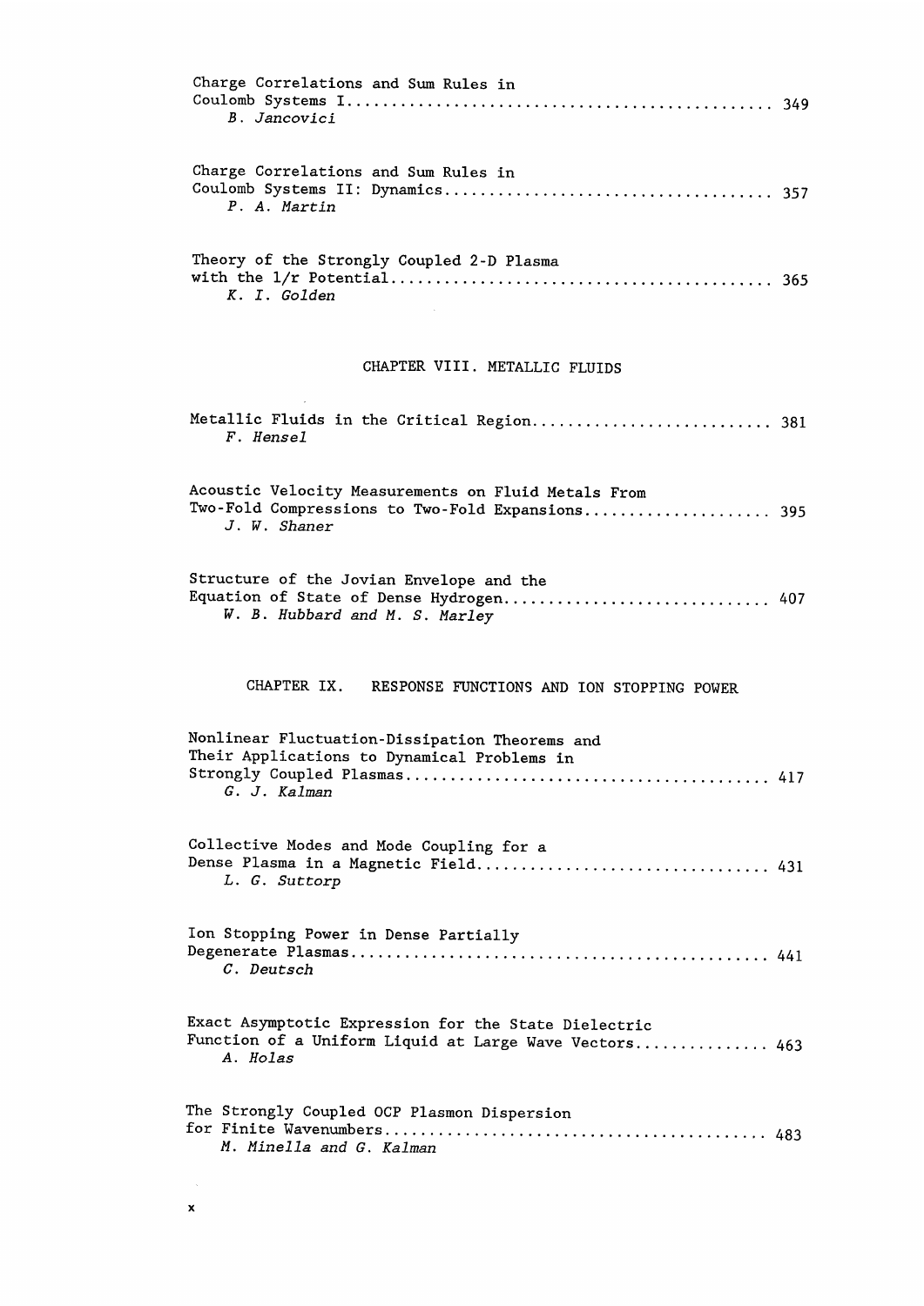Charge Correlations and Sum Rules in Coulomb Systems I ........................................... 349
*B. Jancovici*

Charge Correlations and Sum Rules in Coulomb Systems II: Dynamics ................................ 357
*P. A. Martin*

Theory of the Strongly Coupled 2-D Plasma with the 1/r Potential ..................................... 365
*K. I. Golden*

## CHAPTER VIII. METALLIC FLUIDS

Metallic Fluids in the Critical Region ........................... 381
*F. Hensel*

Acoustic Velocity Measurements on Fluid Metals From Two-Fold Compressions to Two-Fold Expansions ..................... 395
*J. W. Shaner*

Structure of the Jovian Envelope and the Equation of State of Dense Hydrogen ............................. 407
*W. B. Hubbard and M. S. Marley*

## CHAPTER IX. RESPONSE FUNCTIONS AND ION STOPPING POWER

Nonlinear Fluctuation-Dissipation Theorems and Their Applications to Dynamical Problems in Strongly Coupled Plasmas ........................................ 417
*G. J. Kalman*

Collective Modes and Mode Coupling for a Dense Plasma in a Magnetic Field ................................ 431
*L. G. Suttorp*

Ion Stopping Power in Dense Partially Degenerate Plasmas ............................................. 441
*C. Deutsch*

Exact Asymptotic Expression for the State Dielectric Function of a Uniform Liquid at Large Wave Vectors ............... 463
*A. Holas*

The Strongly Coupled OCP Plasmon Dispersion for Finite Wavenumbers .......................................... 483
*M. Minella and G. Kalman*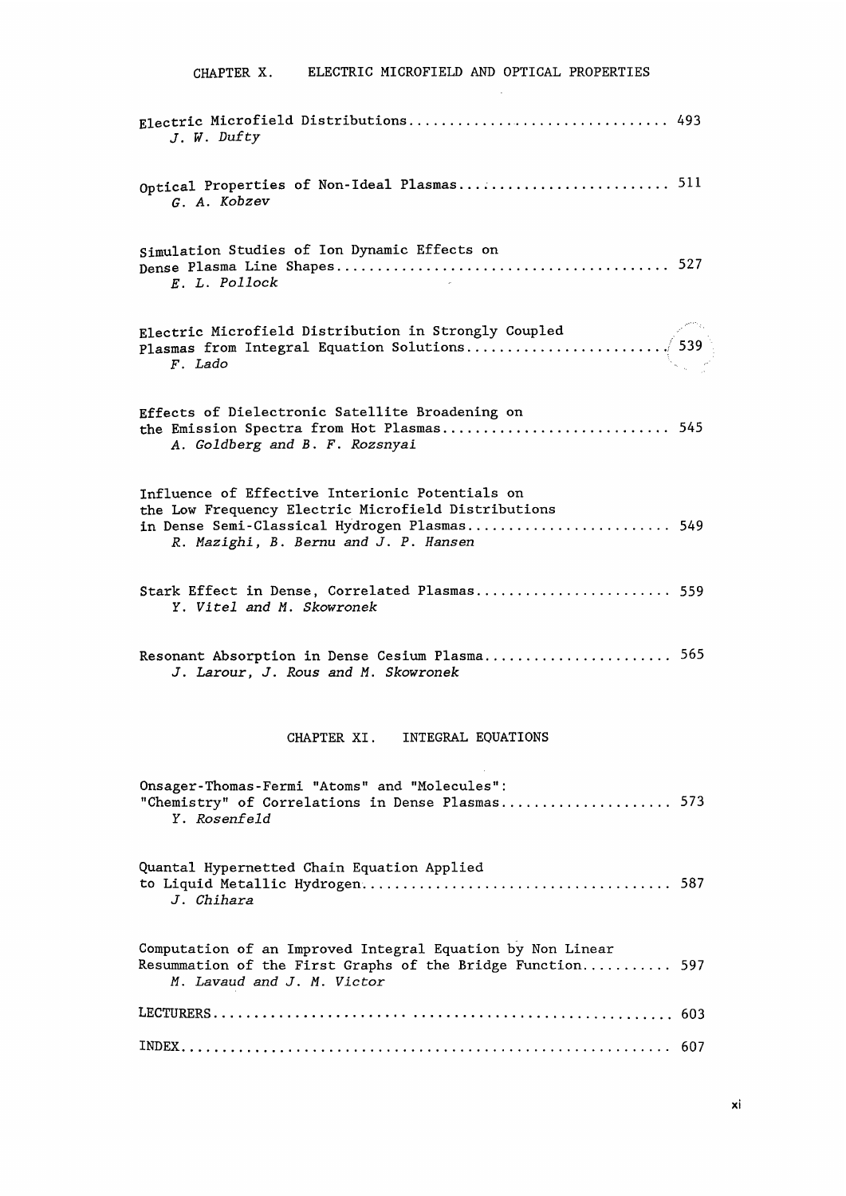## CHAPTER X. ELECTRIC MICROFIELD AND OPTICAL PROPERTIES

Electric Microfield Distributions ............................... 493
*J. W. Dufty*

Optical Properties of Non-Ideal Plasmas ......................... 511
*G. A. Kobzev*

Simulation Studies of Ion Dynamic Effects on
Dense Plasma Line Shapes ........................................ 527
*E. L. Pollock*

Electric Microfield Distribution in Strongly Coupled
Plasmas from Integral Equation Solutions ........................ 539
*F. Lado*

Effects of Dielectronic Satellite Broadening on
the Emission Spectra from Hot Plasmas ........................... 545
*A. Goldberg and B. F. Rozsnyai*

Influence of Effective Interionic Potentials on
the Low Frequency Electric Microfield Distributions
in Dense Semi-Classical Hydrogen Plasmas ........................ 549
*R. Mazighi, B. Bernu and J. P. Hansen*

Stark Effect in Dense, Correlated Plasmas ....................... 559
*Y. Vitel and M. Skowronek*

Resonant Absorption in Dense Cesium Plasma ...................... 565
*J. Larour, J. Rous and M. Skowronek*

## CHAPTER XI. INTEGRAL EQUATIONS

Onsager-Thomas-Fermi "Atoms" and "Molecules":
"Chemistry" of Correlations in Dense Plasmas .................... 573
*Y. Rosenfeld*

Quantal Hypernetted Chain Equation Applied
to Liquid Metallic Hydrogen ..................................... 587
*J. Chihara*

Computation of an Improved Integral Equation by Non Linear
Resummation of the First Graphs of the Bridge Function .......... 597
*M. Lavaud and J. M. Victor*

LECTURERS ....................................................... 603

INDEX ........................................................... 607